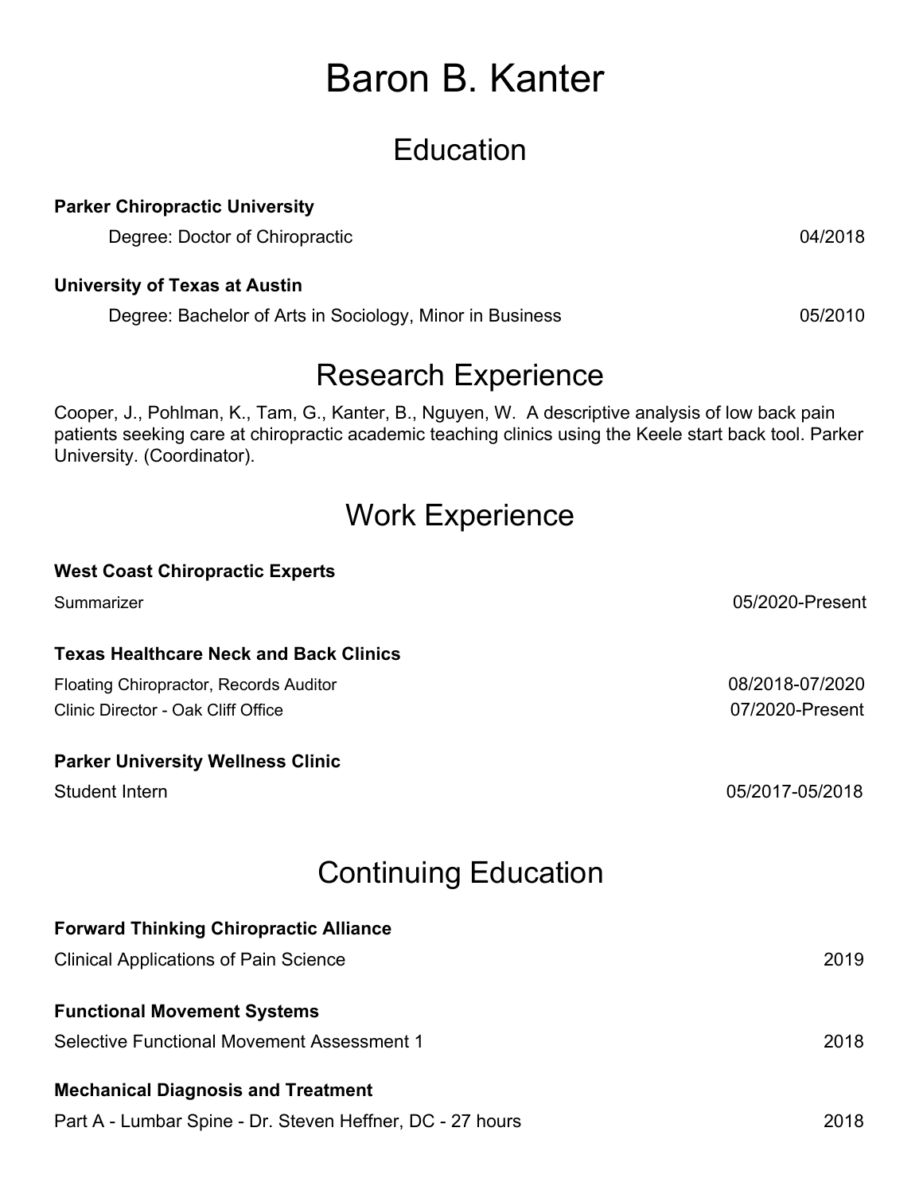# Baron B. Kanter

## Education

**Parker Chiropractic University**

Degree: Doctor of Chiropractic — 04/2018

**University of Texas at Austin**

Degree: Bachelor of Arts in Sociology, Minor in Business — 05/2010

## Research Experience

Cooper, J., Pohlman, K., Tam, G., Kanter, B., Nguyen, W. A descriptive analysis of low back pain patients seeking care at chiropractic academic teaching clinics using the Keele start back tool. Parker University. (Coordinator).

## Work Experience

**West Coast Chiropractic Experts**

Summarizer — 05/2020-Present

**Texas Healthcare Neck and Back Clinics**

Floating Chiropractor, Records Auditor — 08/2018-07/2020

Clinic Director - Oak Cliff Office — 07/2020-Present

**Parker University Wellness Clinic**

Student Intern — 05/2017-05/2018

## Continuing Education

**Forward Thinking Chiropractic Alliance**

Clinical Applications of Pain Science — 2019

**Functional Movement Systems**

Selective Functional Movement Assessment 1 — 2018

**Mechanical Diagnosis and Treatment**

Part A - Lumbar Spine - Dr. Steven Heffner, DC - 27 hours — 2018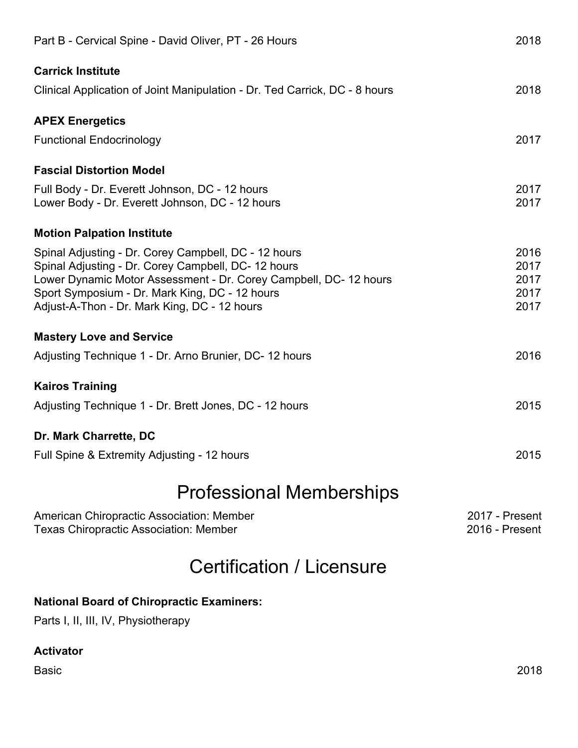Part B - Cervical Spine - David Oliver, PT - 26 Hours 2018

**Carrick Institute**

Clinical Application of Joint Manipulation - Dr. Ted Carrick, DC - 8 hours 2018

**APEX Energetics**

Functional Endocrinology 2017

**Fascial Distortion Model**

Full Body - Dr. Everett Johnson, DC - 12 hours 2017
Lower Body - Dr. Everett Johnson, DC - 12 hours 2017

**Motion Palpation Institute**

Spinal Adjusting - Dr. Corey Campbell, DC - 12 hours 2016
Spinal Adjusting - Dr. Corey Campbell, DC- 12 hours 2017
Lower Dynamic Motor Assessment - Dr. Corey Campbell, DC- 12 hours 2017
Sport Symposium - Dr. Mark King, DC - 12 hours 2017
Adjust-A-Thon - Dr. Mark King, DC - 12 hours 2017

**Mastery Love and Service**

Adjusting Technique 1 - Dr. Arno Brunier, DC- 12 hours 2016

**Kairos Training**

Adjusting Technique 1 - Dr. Brett Jones, DC - 12 hours 2015

**Dr. Mark Charrette, DC**

Full Spine & Extremity Adjusting - 12 hours 2015

# Professional Memberships

American Chiropractic Association: Member 2017 - Present
Texas Chiropractic Association: Member 2016 - Present

# Certification / Licensure

**National Board of Chiropractic Examiners:**

Parts I, II, III, IV, Physiotherapy

**Activator**

Basic 2018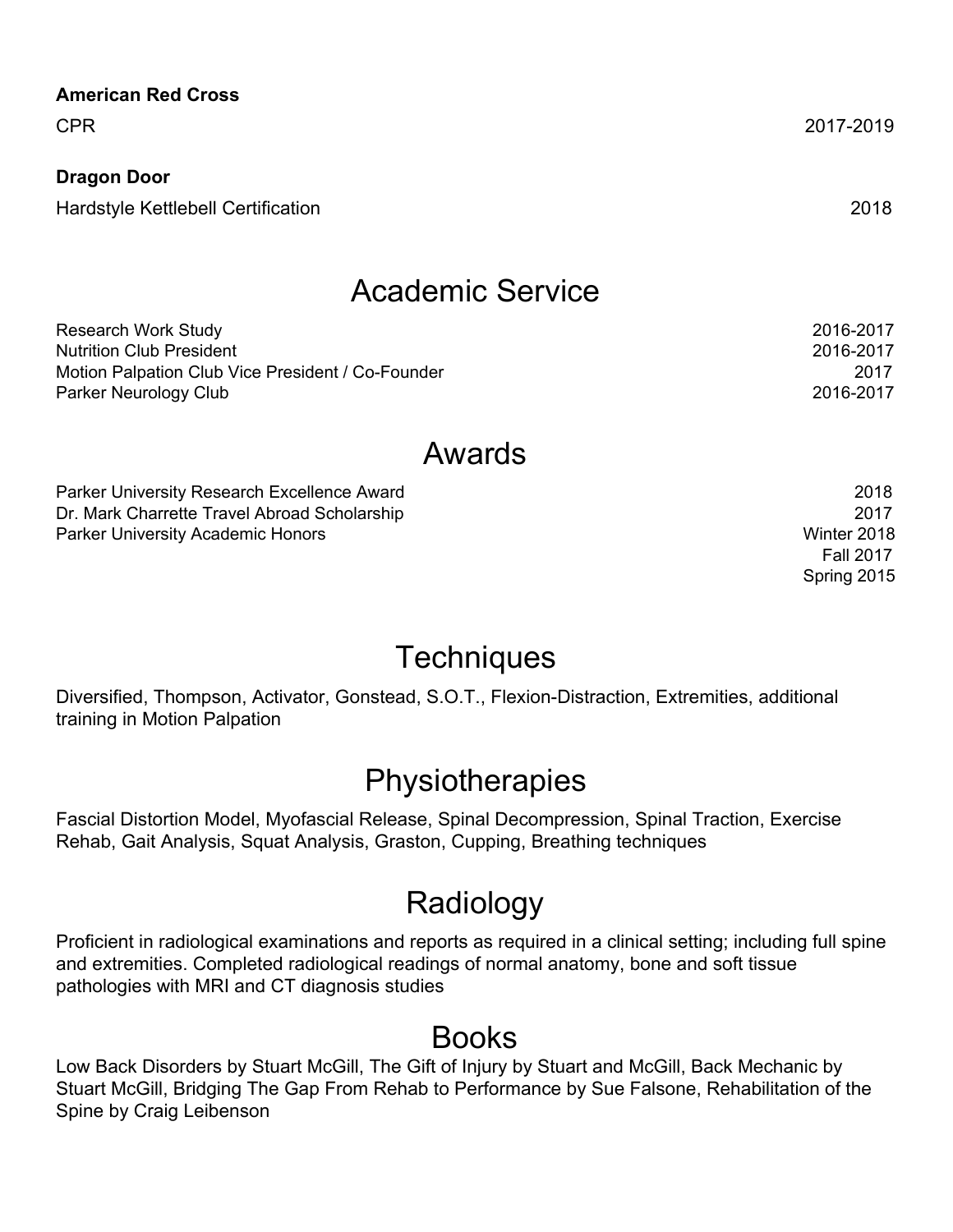**American Red Cross**

CPR 2017-2019

**Dragon Door**

Hardstyle Kettlebell Certification 2018

## Academic Service

| | |
|---|---|
| Research Work Study | 2016-2017 |
| Nutrition Club President | 2016-2017 |
| Motion Palpation Club Vice President / Co-Founder | 2017 |
| Parker Neurology Club | 2016-2017 |

## Awards

| | |
|---|---|
| Parker University Research Excellence Award | 2018 |
| Dr. Mark Charrette Travel Abroad Scholarship | 2017 |
| Parker University Academic Honors | Winter 2018 |
| | Fall 2017 |
| | Spring 2015 |

## Techniques

Diversified, Thompson, Activator, Gonstead, S.O.T., Flexion-Distraction, Extremities, additional training in Motion Palpation

## Physiotherapies

Fascial Distortion Model, Myofascial Release, Spinal Decompression, Spinal Traction, Exercise Rehab, Gait Analysis, Squat Analysis, Graston, Cupping, Breathing techniques

## Radiology

Proficient in radiological examinations and reports as required in a clinical setting; including full spine and extremities. Completed radiological readings of normal anatomy, bone and soft tissue pathologies with MRI and CT diagnosis studies

## Books

Low Back Disorders by Stuart McGill, The Gift of Injury by Stuart and McGill, Back Mechanic by Stuart McGill, Bridging The Gap From Rehab to Performance by Sue Falsone, Rehabilitation of the Spine by Craig Leibenson